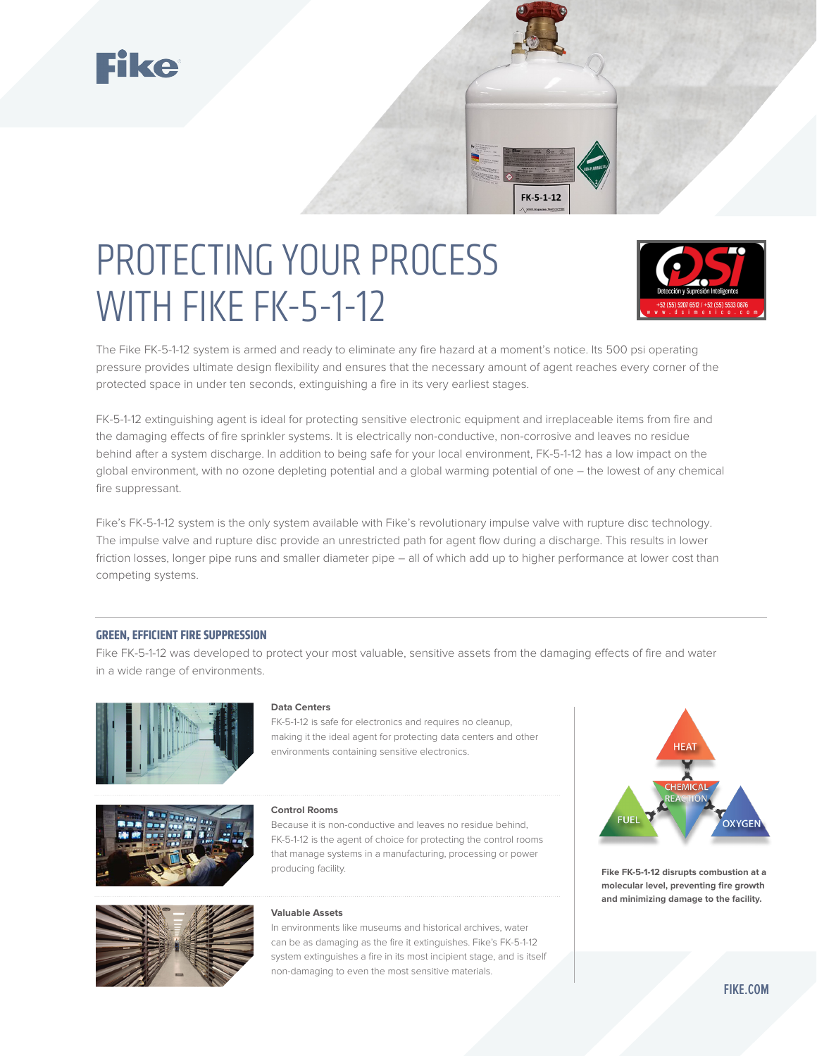Fike

# PROTECTING YOUR PROCESS WITH FIKE FK-5-1-12

DSI
Detección y Supresión Inteligentes
+52 (55) 5207 6512 / +52 (55) 5533 0876
www.dsimexico.com

The Fike FK-5-1-12 system is armed and ready to eliminate any fire hazard at a moment's notice. Its 500 psi operating pressure provides ultimate design flexibility and ensures that the necessary amount of agent reaches every corner of the protected space in under ten seconds, extinguishing a fire in its very earliest stages.

FK-5-1-12 extinguishing agent is ideal for protecting sensitive electronic equipment and irreplaceable items from fire and the damaging effects of fire sprinkler systems. It is electrically non-conductive, non-corrosive and leaves no residue behind after a system discharge. In addition to being safe for your local environment, FK-5-1-12 has a low impact on the global environment, with no ozone depleting potential and a global warming potential of one – the lowest of any chemical fire suppressant.

Fike's FK-5-1-12 system is the only system available with Fike's revolutionary impulse valve with rupture disc technology. The impulse valve and rupture disc provide an unrestricted path for agent flow during a discharge. This results in lower friction losses, longer pipe runs and smaller diameter pipe – all of which add up to higher performance at lower cost than competing systems.

## GREEN, EFFICIENT FIRE SUPPRESSION

Fike FK-5-1-12 was developed to protect your most valuable, sensitive assets from the damaging effects of fire and water in a wide range of environments.

### Data Centers

FK-5-1-12 is safe for electronics and requires no cleanup, making it the ideal agent for protecting data centers and other environments containing sensitive electronics.

### Control Rooms

Because it is non-conductive and leaves no residue behind, FK-5-1-12 is the agent of choice for protecting the control rooms that manage systems in a manufacturing, processing or power producing facility.

### Valuable Assets

In environments like museums and historical archives, water can be as damaging as the fire it extinguishes. Fike's FK-5-1-12 system extinguishes a fire in its most incipient stage, and is itself non-damaging to even the most sensitive materials.

HEAT
CHEMICAL REACTION
FUEL
OXYGEN

**Fike FK-5-1-12 disrupts combustion at a molecular level, preventing fire growth and minimizing damage to the facility.**

FIKE.COM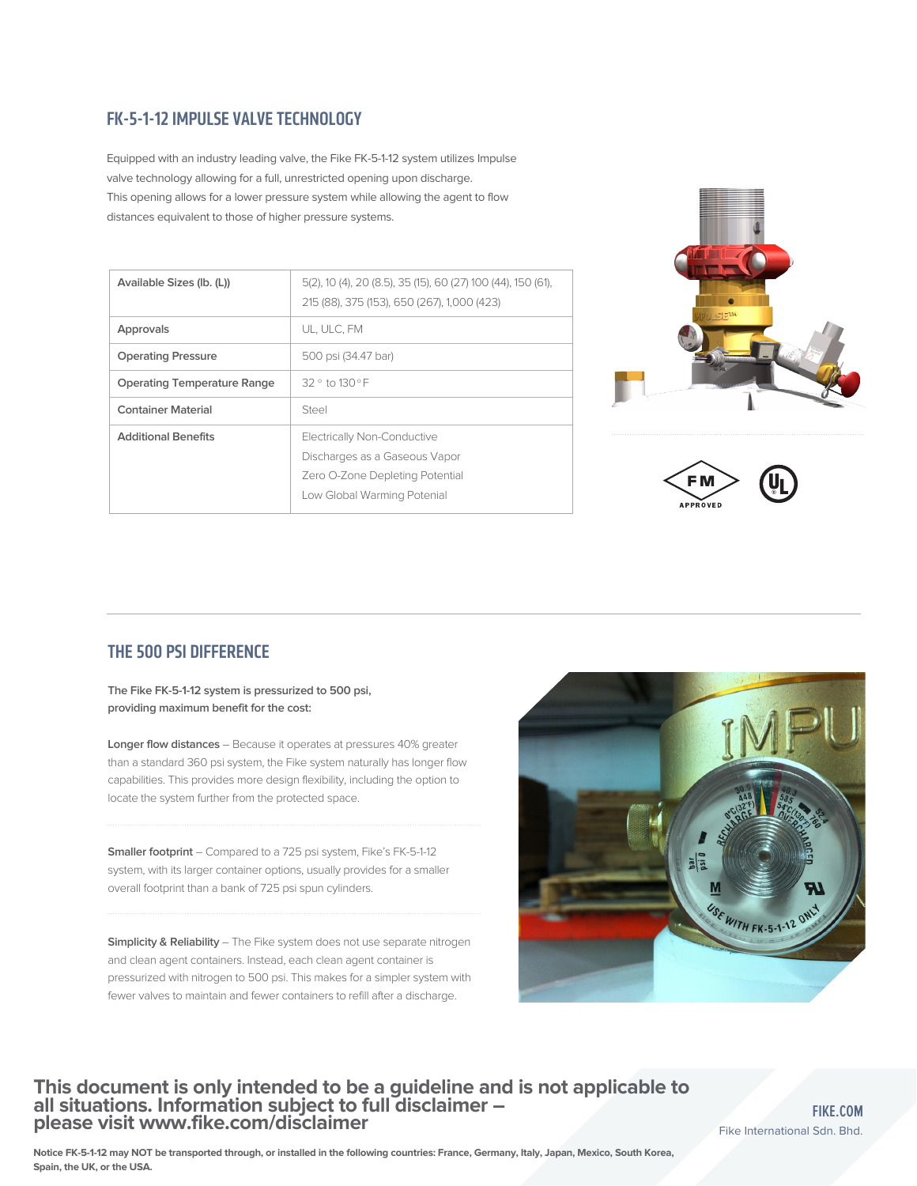## FK-5-1-12 IMPULSE VALVE TECHNOLOGY

Equipped with an industry leading valve, the Fike FK-5-1-12 system utilizes Impulse valve technology allowing for a full, unrestricted opening upon discharge. This opening allows for a lower pressure system while allowing the agent to flow distances equivalent to those of higher pressure systems.

| | |
|---|---|
| Available Sizes (lb. (L)) | 5(2), 10 (4), 20 (8.5), 35 (15), 60 (27) 100 (44), 150 (61), 215 (88), 375 (153), 650 (267), 1,000 (423) |
| Approvals | UL, ULC, FM |
| Operating Pressure | 500 psi (34.47 bar) |
| Operating Temperature Range | 32 ° to 130°F |
| Container Material | Steel |
| Additional Benefits | Electrically Non-Conductive<br>Discharges as a Gaseous Vapor<br>Zero O-Zone Depleting Potential<br>Low Global Warming Potenial |

## THE 500 PSI DIFFERENCE

**The Fike FK-5-1-12 system is pressurized to 500 psi, providing maximum benefit for the cost:**

**Longer flow distances** – Because it operates at pressures 40% greater than a standard 360 psi system, the Fike system naturally has longer flow capabilities. This provides more design flexibility, including the option to locate the system further from the protected space.

**Smaller footprint** – Compared to a 725 psi system, Fike's FK-5-1-12 system, with its larger container options, usually provides for a smaller overall footprint than a bank of 725 psi spun cylinders.

**Simplicity & Reliability** – The Fike system does not use separate nitrogen and clean agent containers. Instead, each clean agent container is pressurized with nitrogen to 500 psi. This makes for a simpler system with fewer valves to maintain and fewer containers to refill after a discharge.

**This document is only intended to be a guideline and is not applicable to all situations. Information subject to full disclaimer – please visit www.fike.com/disclaimer**

**FIKE.COM**

Fike International Sdn. Bhd.

**Notice FK-5-1-12 may NOT be transported through, or installed in the following countries: France, Germany, Italy, Japan, Mexico, South Korea, Spain, the UK, or the USA.**